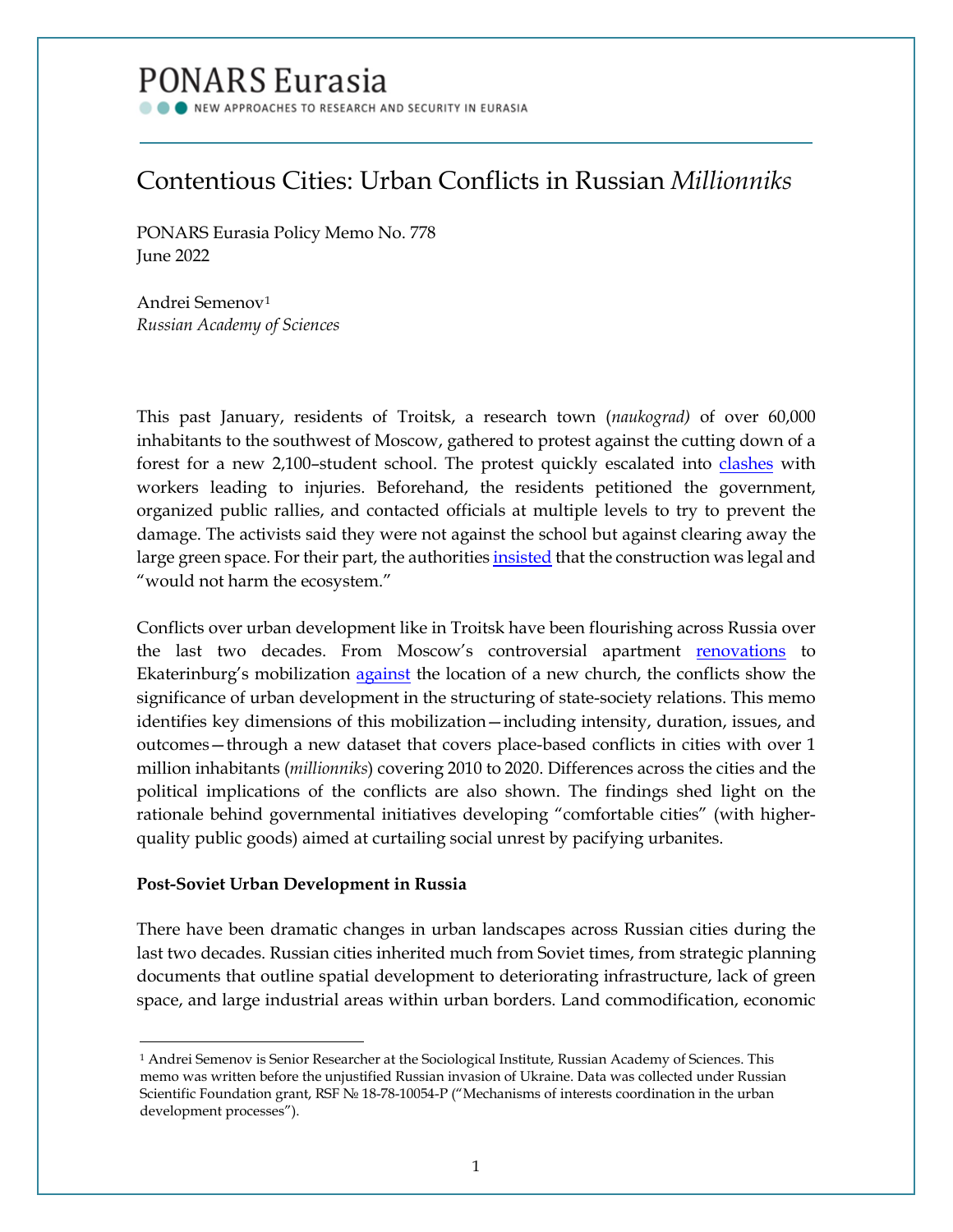# PONARS Eurasia

NEW APPROACHES TO RESEARCH AND SECURITY IN EURASIA

## Contentious Cities: Urban Conflicts in Russian *Millionniks*

PONARS Eurasia Policy Memo No. 778
June 2022

Andrei Semenov[1]
*Russian Academy of Sciences*

This past January, residents of Troitsk, a research town (*naukograd)* of over 60,000 inhabitants to the southwest of Moscow, gathered to protest against the cutting down of a forest for a new 2,100–student school. The protest quickly escalated into clashes with workers leading to injuries. Beforehand, the residents petitioned the government, organized public rallies, and contacted officials at multiple levels to try to prevent the damage. The activists said they were not against the school but against clearing away the large green space. For their part, the authorities insisted that the construction was legal and "would not harm the ecosystem."

Conflicts over urban development like in Troitsk have been flourishing across Russia over the last two decades. From Moscow's controversial apartment renovations to Ekaterinburg's mobilization against the location of a new church, the conflicts show the significance of urban development in the structuring of state-society relations. This memo identifies key dimensions of this mobilization—including intensity, duration, issues, and outcomes—through a new dataset that covers place-based conflicts in cities with over 1 million inhabitants (*millionniks*) covering 2010 to 2020. Differences across the cities and the political implications of the conflicts are also shown. The findings shed light on the rationale behind governmental initiatives developing "comfortable cities" (with higher-quality public goods) aimed at curtailing social unrest by pacifying urbanites.

**Post-Soviet Urban Development in Russia**

There have been dramatic changes in urban landscapes across Russian cities during the last two decades. Russian cities inherited much from Soviet times, from strategic planning documents that outline spatial development to deteriorating infrastructure, lack of green space, and large industrial areas within urban borders. Land commodification, economic

[1] Andrei Semenov is Senior Researcher at the Sociological Institute, Russian Academy of Sciences. This memo was written before the unjustified Russian invasion of Ukraine. Data was collected under Russian Scientific Foundation grant, RSF № 18-78-10054-P ("Mechanisms of interests coordination in the urban development processes").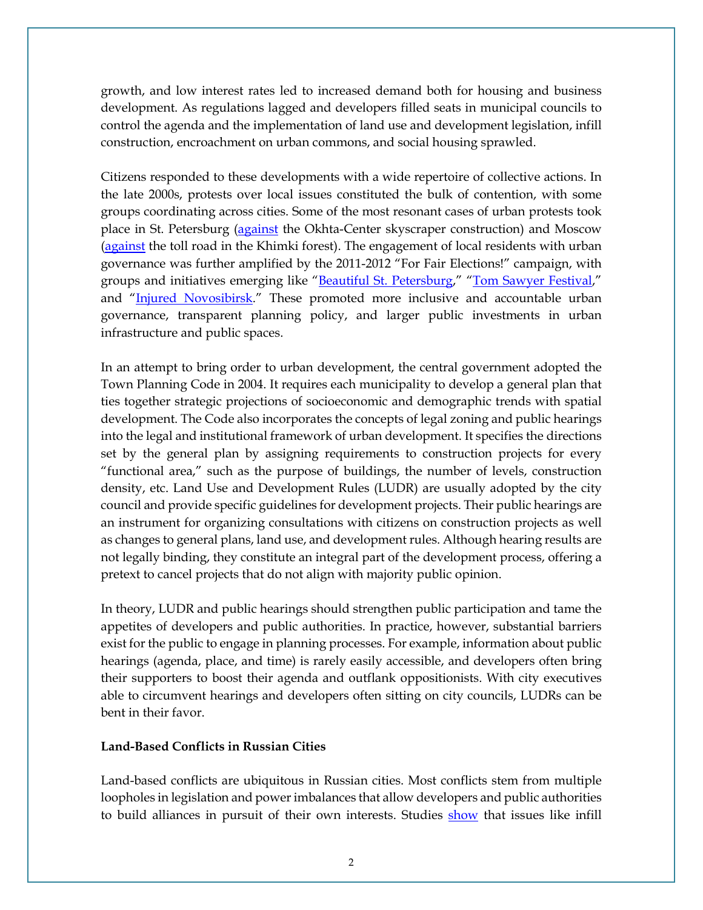growth, and low interest rates led to increased demand both for housing and business development. As regulations lagged and developers filled seats in municipal councils to control the agenda and the implementation of land use and development legislation, infill construction, encroachment on urban commons, and social housing sprawled.

Citizens responded to these developments with a wide repertoire of collective actions. In the late 2000s, protests over local issues constituted the bulk of contention, with some groups coordinating across cities. Some of the most resonant cases of urban protests took place in St. Petersburg (against the Okhta-Center skyscraper construction) and Moscow (against the toll road in the Khimki forest). The engagement of local residents with urban governance was further amplified by the 2011-2012 "For Fair Elections!" campaign, with groups and initiatives emerging like "Beautiful St. Petersburg," "Tom Sawyer Festival," and "Injured Novosibirsk." These promoted more inclusive and accountable urban governance, transparent planning policy, and larger public investments in urban infrastructure and public spaces.

In an attempt to bring order to urban development, the central government adopted the Town Planning Code in 2004. It requires each municipality to develop a general plan that ties together strategic projections of socioeconomic and demographic trends with spatial development. The Code also incorporates the concepts of legal zoning and public hearings into the legal and institutional framework of urban development. It specifies the directions set by the general plan by assigning requirements to construction projects for every "functional area," such as the purpose of buildings, the number of levels, construction density, etc. Land Use and Development Rules (LUDR) are usually adopted by the city council and provide specific guidelines for development projects. Their public hearings are an instrument for organizing consultations with citizens on construction projects as well as changes to general plans, land use, and development rules. Although hearing results are not legally binding, they constitute an integral part of the development process, offering a pretext to cancel projects that do not align with majority public opinion.

In theory, LUDR and public hearings should strengthen public participation and tame the appetites of developers and public authorities. In practice, however, substantial barriers exist for the public to engage in planning processes. For example, information about public hearings (agenda, place, and time) is rarely easily accessible, and developers often bring their supporters to boost their agenda and outflank oppositionists. With city executives able to circumvent hearings and developers often sitting on city councils, LUDRs can be bent in their favor.

**Land-Based Conflicts in Russian Cities**

Land-based conflicts are ubiquitous in Russian cities. Most conflicts stem from multiple loopholes in legislation and power imbalances that allow developers and public authorities to build alliances in pursuit of their own interests. Studies show that issues like infill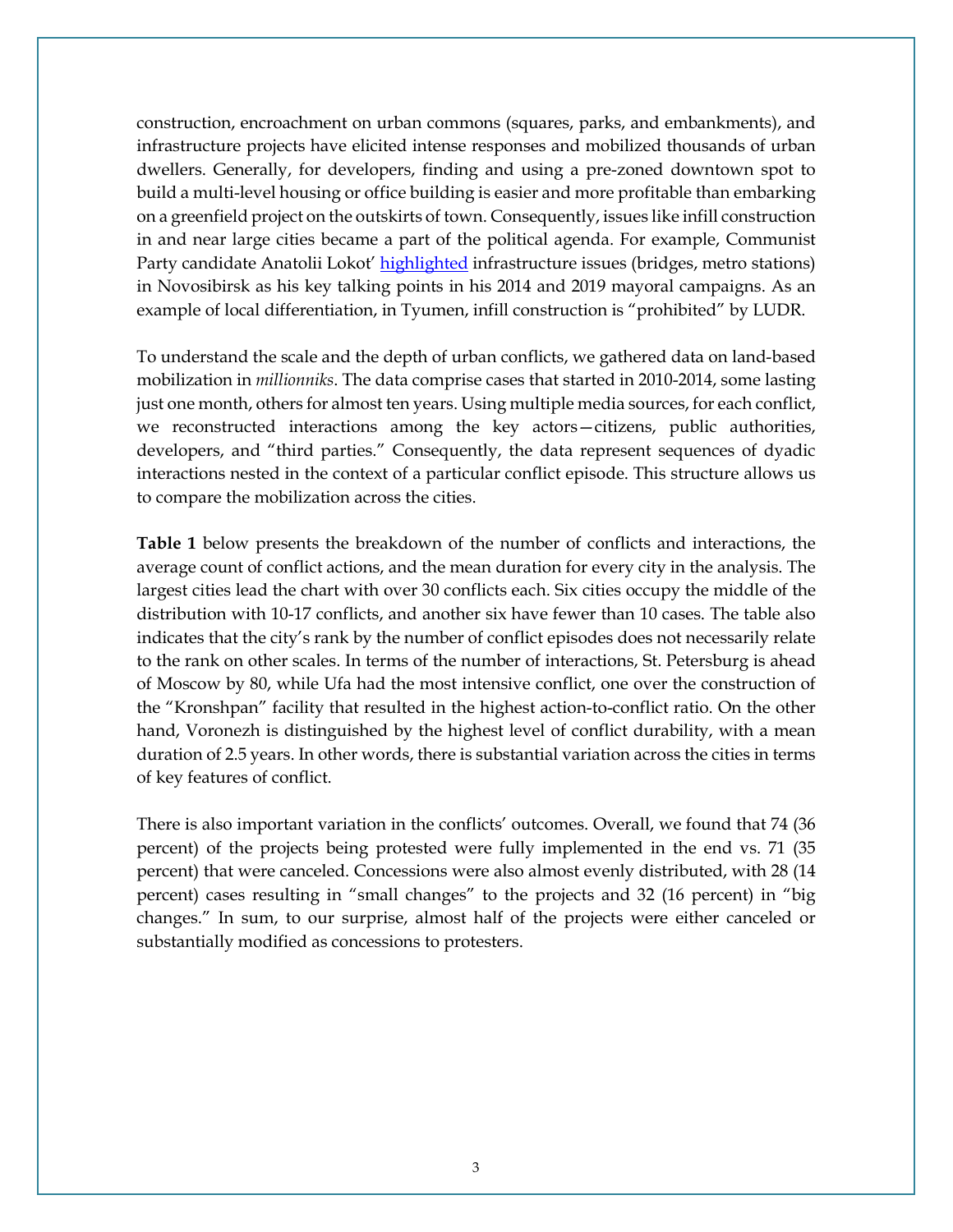construction, encroachment on urban commons (squares, parks, and embankments), and infrastructure projects have elicited intense responses and mobilized thousands of urban dwellers. Generally, for developers, finding and using a pre-zoned downtown spot to build a multi-level housing or office building is easier and more profitable than embarking on a greenfield project on the outskirts of town. Consequently, issues like infill construction in and near large cities became a part of the political agenda. For example, Communist Party candidate Anatolii Lokot' highlighted infrastructure issues (bridges, metro stations) in Novosibirsk as his key talking points in his 2014 and 2019 mayoral campaigns. As an example of local differentiation, in Tyumen, infill construction is "prohibited" by LUDR.

To understand the scale and the depth of urban conflicts, we gathered data on land-based mobilization in *millionniks*. The data comprise cases that started in 2010-2014, some lasting just one month, others for almost ten years. Using multiple media sources, for each conflict, we reconstructed interactions among the key actors—citizens, public authorities, developers, and "third parties." Consequently, the data represent sequences of dyadic interactions nested in the context of a particular conflict episode. This structure allows us to compare the mobilization across the cities.

**Table 1** below presents the breakdown of the number of conflicts and interactions, the average count of conflict actions, and the mean duration for every city in the analysis. The largest cities lead the chart with over 30 conflicts each. Six cities occupy the middle of the distribution with 10-17 conflicts, and another six have fewer than 10 cases. The table also indicates that the city's rank by the number of conflict episodes does not necessarily relate to the rank on other scales. In terms of the number of interactions, St. Petersburg is ahead of Moscow by 80, while Ufa had the most intensive conflict, one over the construction of the "Kronshpan" facility that resulted in the highest action-to-conflict ratio. On the other hand, Voronezh is distinguished by the highest level of conflict durability, with a mean duration of 2.5 years. In other words, there is substantial variation across the cities in terms of key features of conflict.

There is also important variation in the conflicts' outcomes. Overall, we found that 74 (36 percent) of the projects being protested were fully implemented in the end vs. 71 (35 percent) that were canceled. Concessions were also almost evenly distributed, with 28 (14 percent) cases resulting in "small changes" to the projects and 32 (16 percent) in "big changes." In sum, to our surprise, almost half of the projects were either canceled or substantially modified as concessions to protesters.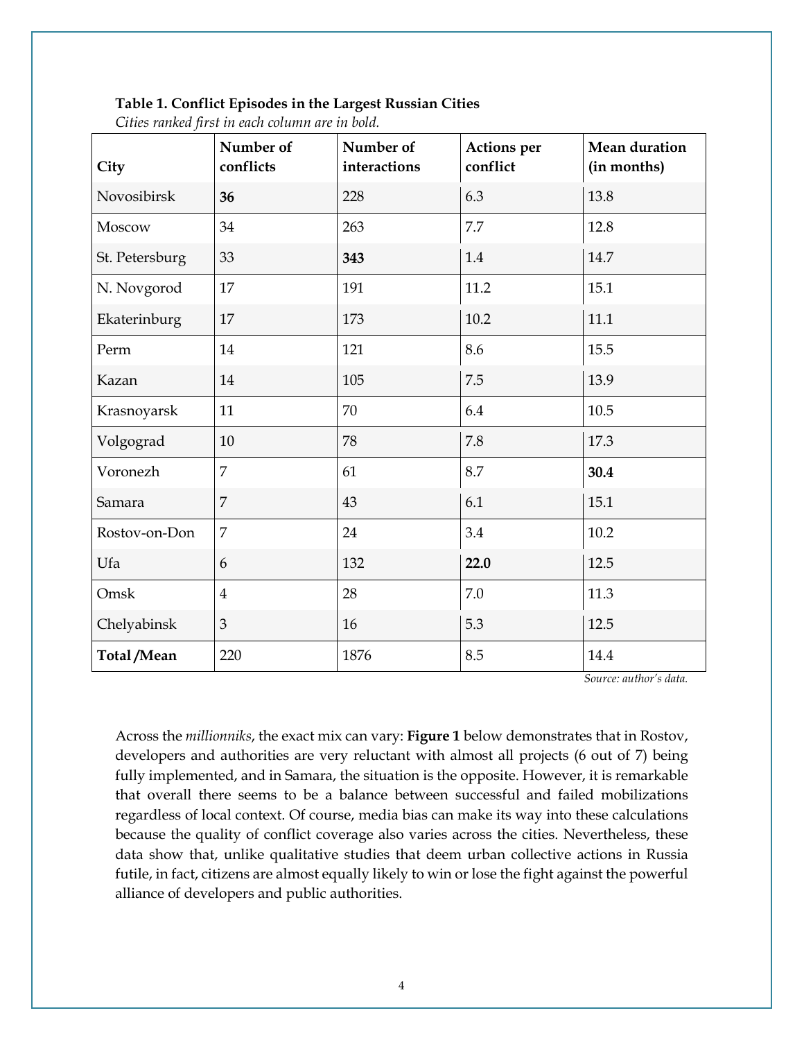**Table 1. Conflict Episodes in the Largest Russian Cities**

*Cities ranked first in each column are in bold.*

| City | Number of conflicts | Number of interactions | Actions per conflict | Mean duration (in months) |
|---|---|---|---|---|
| Novosibirsk | **36** | 228 | 6.3 | 13.8 |
| Moscow | 34 | 263 | 7.7 | 12.8 |
| St. Petersburg | 33 | **343** | 1.4 | 14.7 |
| N. Novgorod | 17 | 191 | 11.2 | 15.1 |
| Ekaterinburg | 17 | 173 | 10.2 | 11.1 |
| Perm | 14 | 121 | 8.6 | 15.5 |
| Kazan | 14 | 105 | 7.5 | 13.9 |
| Krasnoyarsk | 11 | 70 | 6.4 | 10.5 |
| Volgograd | 10 | 78 | 7.8 | 17.3 |
| Voronezh | 7 | 61 | 8.7 | **30.4** |
| Samara | 7 | 43 | 6.1 | 15.1 |
| Rostov-on-Don | 7 | 24 | 3.4 | 10.2 |
| Ufa | 6 | 132 | **22.0** | 12.5 |
| Omsk | 4 | 28 | 7.0 | 11.3 |
| Chelyabinsk | 3 | 16 | 5.3 | 12.5 |
| **Total /Mean** | 220 | 1876 | 8.5 | 14.4 |

*Source: author's data.*

Across the *millionniks*, the exact mix can vary: **Figure 1** below demonstrates that in Rostov, developers and authorities are very reluctant with almost all projects (6 out of 7) being fully implemented, and in Samara, the situation is the opposite. However, it is remarkable that overall there seems to be a balance between successful and failed mobilizations regardless of local context. Of course, media bias can make its way into these calculations because the quality of conflict coverage also varies across the cities. Nevertheless, these data show that, unlike qualitative studies that deem urban collective actions in Russia futile, in fact, citizens are almost equally likely to win or lose the fight against the powerful alliance of developers and public authorities.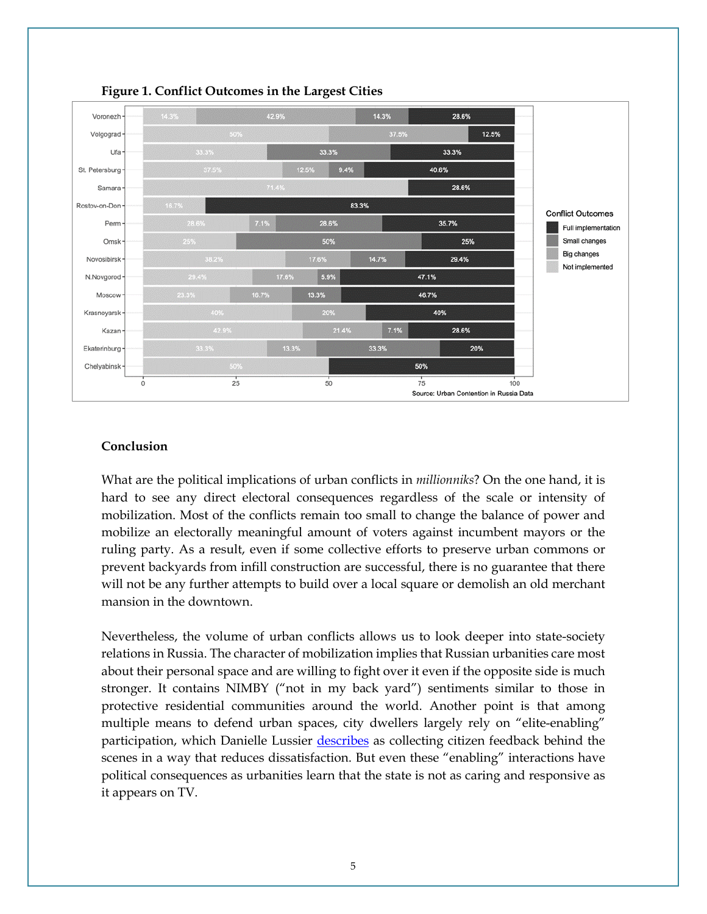**Figure 1. Conflict Outcomes in the Largest Cities**

Source: Urban Contention in Russia Data

## Conclusion

What are the political implications of urban conflicts in *millionniks*? On the one hand, it is hard to see any direct electoral consequences regardless of the scale or intensity of mobilization. Most of the conflicts remain too small to change the balance of power and mobilize an electorally meaningful amount of voters against incumbent mayors or the ruling party. As a result, even if some collective efforts to preserve urban commons or prevent backyards from infill construction are successful, there is no guarantee that there will not be any further attempts to build over a local square or demolish an old merchant mansion in the downtown.

Nevertheless, the volume of urban conflicts allows us to look deeper into state-society relations in Russia. The character of mobilization implies that Russian urbanities care most about their personal space and are willing to fight over it even if the opposite side is much stronger. It contains NIMBY ("not in my back yard") sentiments similar to those in protective residential communities around the world. Another point is that among multiple means to defend urban spaces, city dwellers largely rely on "elite-enabling" participation, which Danielle Lussier describes as collecting citizen feedback behind the scenes in a way that reduces dissatisfaction. But even these "enabling" interactions have political consequences as urbanities learn that the state is not as caring and responsive as it appears on TV.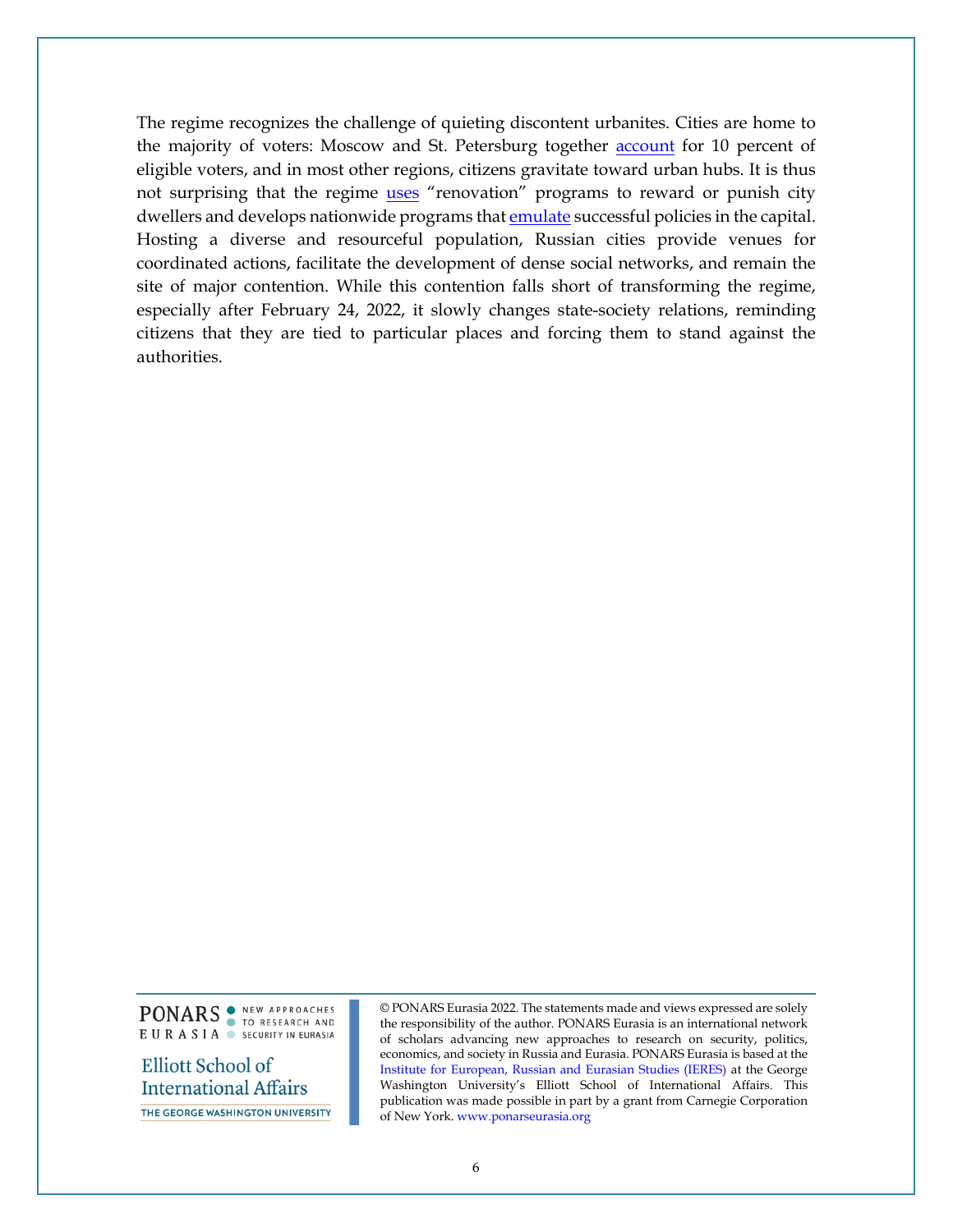The regime recognizes the challenge of quieting discontent urbanites. Cities are home to the majority of voters: Moscow and St. Petersburg together account for 10 percent of eligible voters, and in most other regions, citizens gravitate toward urban hubs. It is thus not surprising that the regime uses "renovation" programs to reward or punish city dwellers and develops nationwide programs that emulate successful policies in the capital. Hosting a diverse and resourceful population, Russian cities provide venues for coordinated actions, facilitate the development of dense social networks, and remain the site of major contention. While this contention falls short of transforming the regime, especially after February 24, 2022, it slowly changes state-society relations, reminding citizens that they are tied to particular places and forcing them to stand against the authorities.

PONARS EURASIA — NEW APPROACHES TO RESEARCH AND SECURITY IN EURASIA

Elliott School of International Affairs
THE GEORGE WASHINGTON UNIVERSITY

© PONARS Eurasia 2022. The statements made and views expressed are solely the responsibility of the author. PONARS Eurasia is an international network of scholars advancing new approaches to research on security, politics, economics, and society in Russia and Eurasia. PONARS Eurasia is based at the Institute for European, Russian and Eurasian Studies (IERES) at the George Washington University's Elliott School of International Affairs. This publication was made possible in part by a grant from Carnegie Corporation of New York. www.ponarseurasia.org